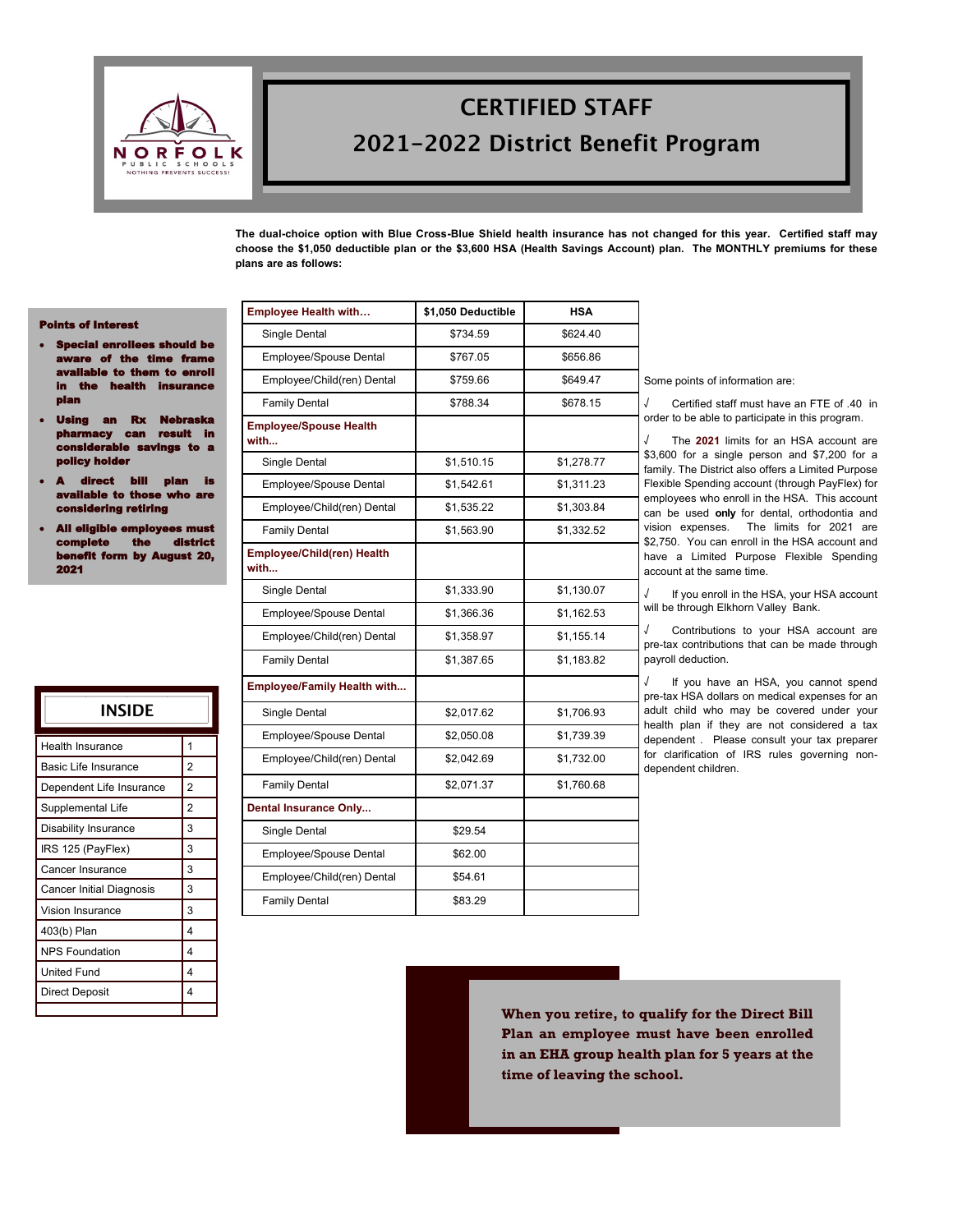# CERTIFIED STAFF

## 2021-2022 District Benefit Program

**The dual-choice option with Blue Cross-Blue Shield health insurance has not changed for this year. Certified staff may choose the $1,050 deductible plan or the $3,600 HSA (Health Savings Account) plan. The MONTHLY premiums for these plans are as follows:**

### Points of Interest

- **Special enrollees should be aware of the time frame available to them to enroll in the health insurance plan**
- **Using an Rx Nebraska pharmacy can result in considerable savings to a policy holder**
- **A direct bill plan is available to those who are considering retiring**
- **All eligible employees must complete the district benefit form by August 20, 2021**

| Employee Health with… | $1,050 Deductible | HSA |
|---|---|---|
| Single Dental | $734.59 | $624.40 |
| Employee/Spouse Dental | $767.05 | $656.86 |
| Employee/Child(ren) Dental | $759.66 | $649.47 |
| Family Dental | $788.34 | $678.15 |
| **Employee/Spouse Health with...** | | |
| Single Dental | $1,510.15 | $1,278.77 |
| Employee/Spouse Dental | $1,542.61 | $1,311.23 |
| Employee/Child(ren) Dental | $1,535.22 | $1,303.84 |
| Family Dental | $1,563.90 | $1,332.52 |
| **Employee/Child(ren) Health with...** | | |
| Single Dental | $1,333.90 | $1,130.07 |
| Employee/Spouse Dental | $1,366.36 | $1,162.53 |
| Employee/Child(ren) Dental | $1,358.97 | $1,155.14 |
| Family Dental | $1,387.65 | $1,183.82 |
| **Employee/Family Health with...** | | |
| Single Dental | $2,017.62 | $1,706.93 |
| Employee/Spouse Dental | $2,050.08 | $1,739.39 |
| Employee/Child(ren) Dental | $2,042.69 | $1,732.00 |
| Family Dental | $2,071.37 | $1,760.68 |
| **Dental Insurance Only...** | | |
| Single Dental | $29.54 | |
| Employee/Spouse Dental | $62.00 | |
| Employee/Child(ren) Dental | $54.61 | |
| Family Dental | $83.29 | |

Some points of information are:

√ Certified staff must have an FTE of .40 in order to be able to participate in this program.

√ The **2021** limits for an HSA account are $3,600 for a single person and $7,200 for a family. The District also offers a Limited Purpose Flexible Spending account (through PayFlex) for employees who enroll in the HSA. This account can be used **only** for dental, orthodontia and vision expenses. The limits for 2021 are $2,750. You can enroll in the HSA account and have a Limited Purpose Flexible Spending account at the same time.

√ If you enroll in the HSA, your HSA account will be through Elkhorn Valley Bank.

√ Contributions to your HSA account are pre-tax contributions that can be made through payroll deduction.

√ If you have an HSA, you cannot spend pre-tax HSA dollars on medical expenses for an adult child who may be covered under your health plan if they are not considered a tax dependent . Please consult your tax preparer for clarification of IRS rules governing non-dependent children.

### INSIDE

| | |
|---|---|
| Health Insurance | 1 |
| Basic Life Insurance | 2 |
| Dependent Life Insurance | 2 |
| Supplemental Life | 2 |
| Disability Insurance | 3 |
| IRS 125 (PayFlex) | 3 |
| Cancer Insurance | 3 |
| Cancer Initial Diagnosis | 3 |
| Vision Insurance | 3 |
| 403(b) Plan | 4 |
| NPS Foundation | 4 |
| United Fund | 4 |
| Direct Deposit | 4 |

**When you retire, to qualify for the Direct Bill Plan an employee must have been enrolled in an EHA group health plan for 5 years at the time of leaving the school.**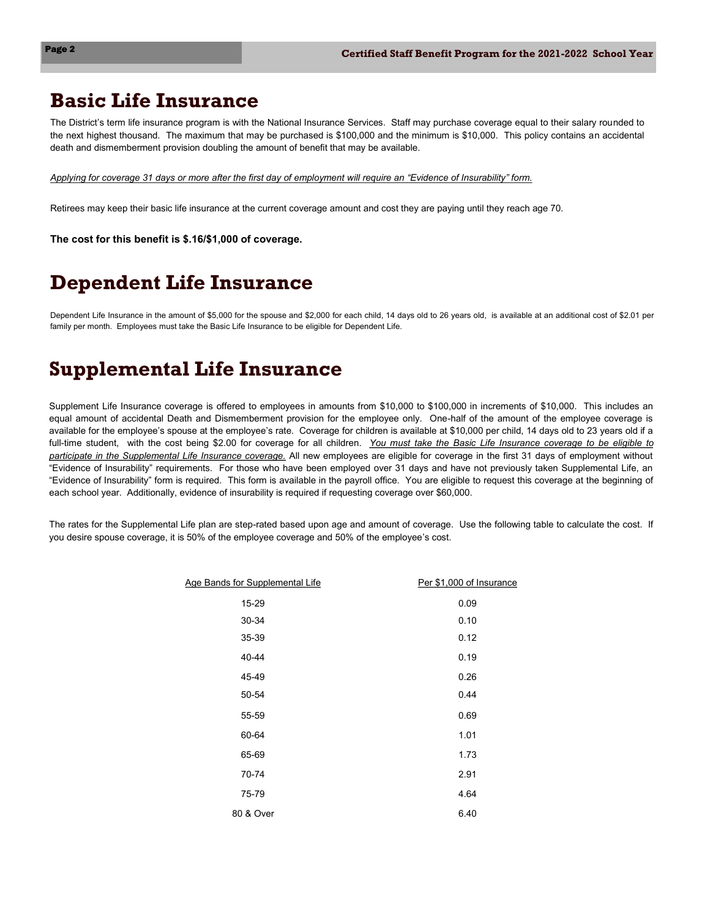# Basic Life Insurance

The District's term life insurance program is with the National Insurance Services. Staff may purchase coverage equal to their salary rounded to the next highest thousand. The maximum that may be purchased is $100,000 and the minimum is $10,000. This policy contains an accidental death and dismemberment provision doubling the amount of benefit that may be available.

*<u>Applying for coverage 31 days or more after the first day of employment will require an "Evidence of Insurability" form.</u>*

Retirees may keep their basic life insurance at the current coverage amount and cost they are paying until they reach age 70.

**The cost for this benefit is $.16/$1,000 of coverage.**

# Dependent Life Insurance

Dependent Life Insurance in the amount of $5,000 for the spouse and $2,000 for each child, 14 days old to 26 years old, is available at an additional cost of $2.01 per family per month. Employees must take the Basic Life Insurance to be eligible for Dependent Life.

# Supplemental Life Insurance

Supplement Life Insurance coverage is offered to employees in amounts from $10,000 to $100,000 in increments of $10,000. This includes an equal amount of accidental Death and Dismemberment provision for the employee only. One-half of the amount of the employee coverage is available for the employee's spouse at the employee's rate. Coverage for children is available at $10,000 per child, 14 days old to 23 years old if a full-time student, with the cost being $2.00 for coverage for all children. *<u>You must take the Basic Life Insurance coverage to be eligible to participate in the Supplemental Life Insurance coverage.</u>* All new employees are eligible for coverage in the first 31 days of employment without "Evidence of Insurability" requirements. For those who have been employed over 31 days and have not previously taken Supplemental Life, an "Evidence of Insurability" form is required. This form is available in the payroll office. You are eligible to request this coverage at the beginning of each school year. Additionally, evidence of insurability is required if requesting coverage over $60,000.

The rates for the Supplemental Life plan are step-rated based upon age and amount of coverage. Use the following table to calculate the cost. If you desire spouse coverage, it is 50% of the employee coverage and 50% of the employee's cost.

| Age Bands for Supplemental Life | Per $1,000 of Insurance |
|---|---|
| 15-29 | 0.09 |
| 30-34 | 0.10 |
| 35-39 | 0.12 |
| 40-44 | 0.19 |
| 45-49 | 0.26 |
| 50-54 | 0.44 |
| 55-59 | 0.69 |
| 60-64 | 1.01 |
| 65-69 | 1.73 |
| 70-74 | 2.91 |
| 75-79 | 4.64 |
| 80 & Over | 6.40 |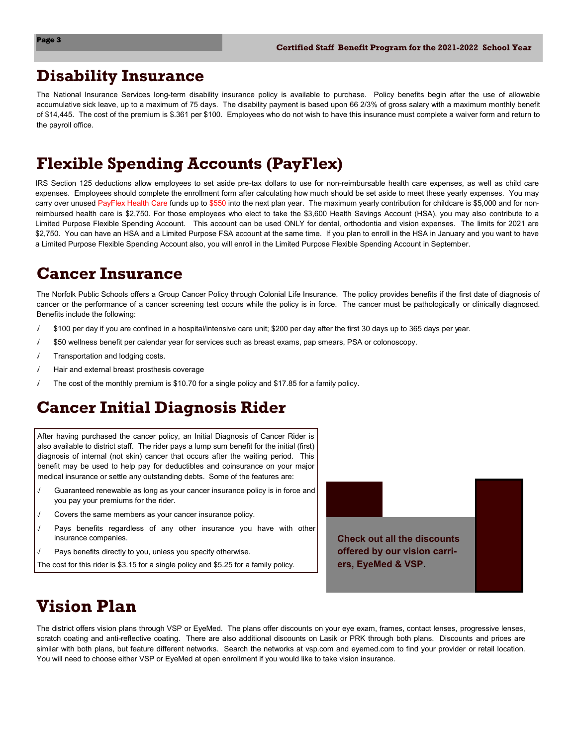# Disability Insurance

The National Insurance Services long-term disability insurance policy is available to purchase. Policy benefits begin after the use of allowable accumulative sick leave, up to a maximum of 75 days. The disability payment is based upon 66 2/3% of gross salary with a maximum monthly benefit of $14,445. The cost of the premium is $.361 per $100. Employees who do not wish to have this insurance must complete a waiver form and return to the payroll office.

# Flexible Spending Accounts (PayFlex)

IRS Section 125 deductions allow employees to set aside pre-tax dollars to use for non-reimbursable health care expenses, as well as child care expenses. Employees should complete the enrollment form after calculating how much should be set aside to meet these yearly expenses. You may carry over unused PayFlex Health Care funds up to $550 into the next plan year. The maximum yearly contribution for childcare is $5,000 and for non-reimbursed health care is $2,750. For those employees who elect to take the $3,600 Health Savings Account (HSA), you may also contribute to a Limited Purpose Flexible Spending Account. This account can be used ONLY for dental, orthodontia and vision expenses. The limits for 2021 are $2,750. You can have an HSA and a Limited Purpose FSA account at the same time. If you plan to enroll in the HSA in January and you want to have a Limited Purpose Flexible Spending Account also, you will enroll in the Limited Purpose Flexible Spending Account in September.

# Cancer Insurance

The Norfolk Public Schools offers a Group Cancer Policy through Colonial Life Insurance. The policy provides benefits if the first date of diagnosis of cancer or the performance of a cancer screening test occurs while the policy is in force. The cancer must be pathologically or clinically diagnosed. Benefits include the following:

- √ $100 per day if you are confined in a hospital/intensive care unit; $200 per day after the first 30 days up to 365 days per year.
- √ $50 wellness benefit per calendar year for services such as breast exams, pap smears, PSA or colonoscopy.
- √ Transportation and lodging costs.
- √ Hair and external breast prosthesis coverage
- √ The cost of the monthly premium is $10.70 for a single policy and $17.85 for a family policy.

# Cancer Initial Diagnosis Rider

After having purchased the cancer policy, an Initial Diagnosis of Cancer Rider is also available to district staff. The rider pays a lump sum benefit for the initial (first) diagnosis of internal (not skin) cancer that occurs after the waiting period. This benefit may be used to help pay for deductibles and coinsurance on your major medical insurance or settle any outstanding debts. Some of the features are:

- √ Guaranteed renewable as long as your cancer insurance policy is in force and you pay your premiums for the rider.
- √ Covers the same members as your cancer insurance policy.
- √ Pays benefits regardless of any other insurance you have with other insurance companies.
- √ Pays benefits directly to you, unless you specify otherwise.

The cost for this rider is $3.15 for a single policy and $5.25 for a family policy.

**Check out all the discounts offered by our vision carriers, EyeMed & VSP.**

# Vision Plan

The district offers vision plans through VSP or EyeMed. The plans offer discounts on your eye exam, frames, contact lenses, progressive lenses, scratch coating and anti-reflective coating. There are also additional discounts on Lasik or PRK through both plans. Discounts and prices are similar with both plans, but feature different networks. Search the networks at vsp.com and eyemed.com to find your provider or retail location. You will need to choose either VSP or EyeMed at open enrollment if you would like to take vision insurance.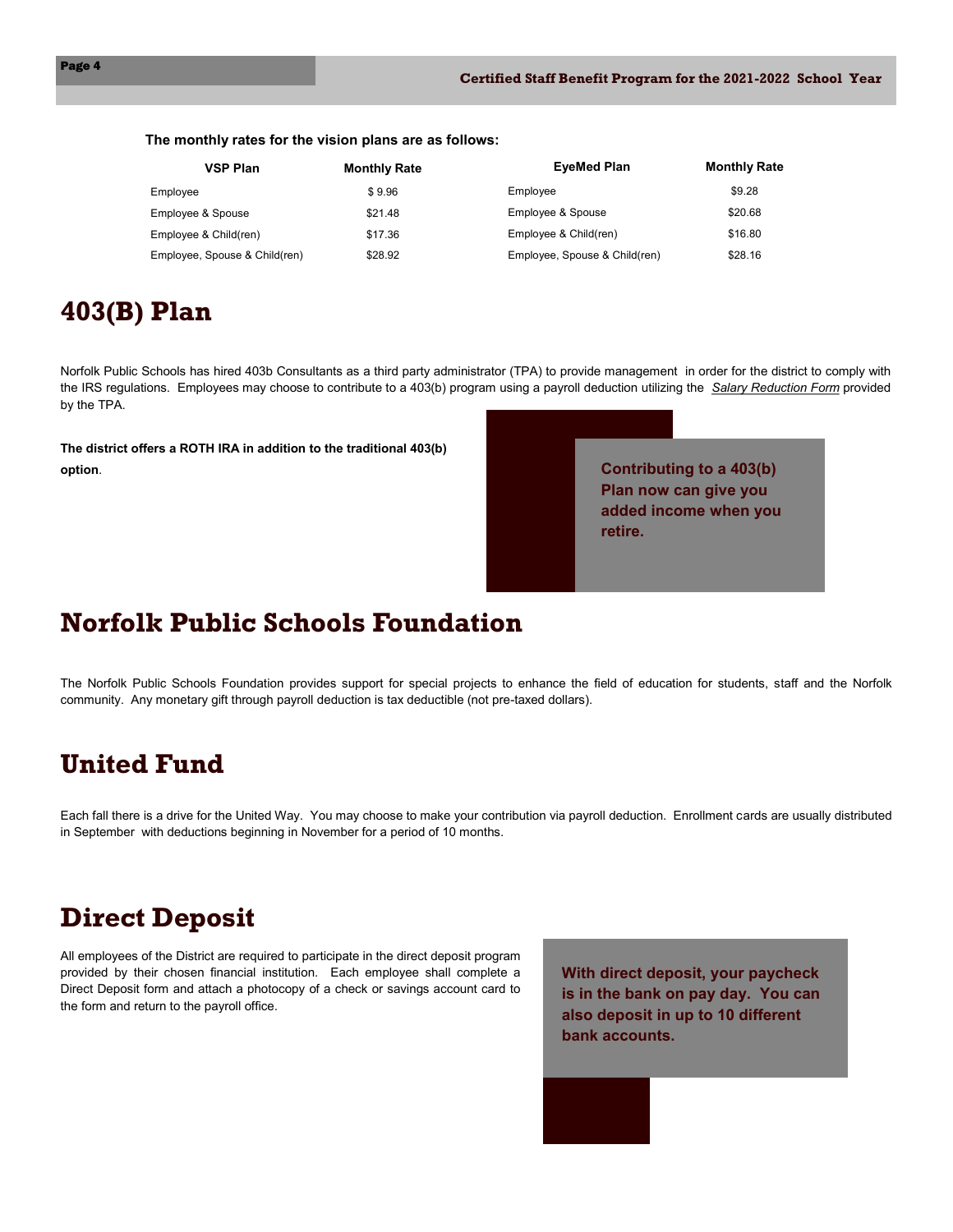**The monthly rates for the vision plans are as follows:**

| VSP Plan | Monthly Rate |
|---|---|
| Employee | $ 9.96 |
| Employee & Spouse | $21.48 |
| Employee & Child(ren) | $17.36 |
| Employee, Spouse & Child(ren) | $28.92 |

| EyeMed Plan | Monthly Rate |
|---|---|
| Employee | $9.28 |
| Employee & Spouse | $20.68 |
| Employee & Child(ren) | $16.80 |
| Employee, Spouse & Child(ren) | $28.16 |

# 403(B) Plan

Norfolk Public Schools has hired 403b Consultants as a third party administrator (TPA) to provide management in order for the district to comply with the IRS regulations. Employees may choose to contribute to a 403(b) program using a payroll deduction utilizing the *Salary Reduction Form* provided by the TPA.

**The district offers a ROTH IRA in addition to the traditional 403(b) option**.

**Contributing to a 403(b) Plan now can give you added income when you retire.**

# Norfolk Public Schools Foundation

The Norfolk Public Schools Foundation provides support for special projects to enhance the field of education for students, staff and the Norfolk community. Any monetary gift through payroll deduction is tax deductible (not pre-taxed dollars).

# United Fund

Each fall there is a drive for the United Way. You may choose to make your contribution via payroll deduction. Enrollment cards are usually distributed in September with deductions beginning in November for a period of 10 months.

# Direct Deposit

All employees of the District are required to participate in the direct deposit program provided by their chosen financial institution. Each employee shall complete a Direct Deposit form and attach a photocopy of a check or savings account card to the form and return to the payroll office.

**With direct deposit, your paycheck is in the bank on pay day. You can also deposit in up to 10 different bank accounts.**